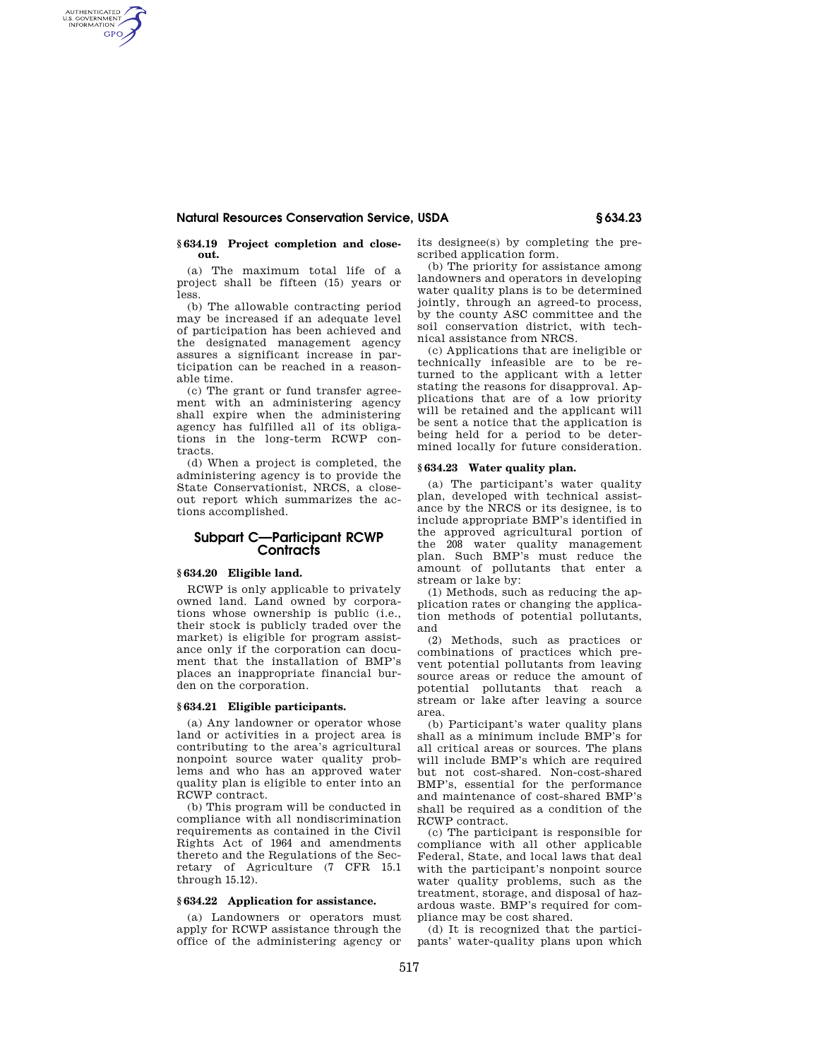## § 634.19 Project completion and close-out.

(a) The maximum total life of a project shall be fifteen (15) years or less.

(b) The allowable contracting period may be increased if an adequate level of participation has been achieved and the designated management agency assures a significant increase in participation can be reached in a reasonable time.

(c) The grant or fund transfer agreement with an administering agency shall expire when the administering agency has fulfilled all of its obligations in the long-term RCWP contracts.

(d) When a project is completed, the administering agency is to provide the State Conservationist, NRCS, a closeout report which summarizes the actions accomplished.

# Subpart C—Participant RCWP Contracts

## § 634.20 Eligible land.

RCWP is only applicable to privately owned land. Land owned by corporations whose ownership is public (i.e., their stock is publicly traded over the market) is eligible for program assistance only if the corporation can document that the installation of BMP's places an inappropriate financial burden on the corporation.

## § 634.21 Eligible participants.

(a) Any landowner or operator whose land or activities in a project area is contributing to the area's agricultural nonpoint source water quality problems and who has an approved water quality plan is eligible to enter into an RCWP contract.

(b) This program will be conducted in compliance with all nondiscrimination requirements as contained in the Civil Rights Act of 1964 and amendments thereto and the Regulations of the Secretary of Agriculture (7 CFR 15.1 through 15.12).

## § 634.22 Application for assistance.

(a) Landowners or operators must apply for RCWP assistance through the office of the administering agency or its designee(s) by completing the prescribed application form.

(b) The priority for assistance among landowners and operators in developing water quality plans is to be determined jointly, through an agreed-to process, by the county ASC committee and the soil conservation district, with technical assistance from NRCS.

(c) Applications that are ineligible or technically infeasible are to be returned to the applicant with a letter stating the reasons for disapproval. Applications that are of a low priority will be retained and the applicant will be sent a notice that the application is being held for a period to be determined locally for future consideration.

## § 634.23 Water quality plan.

(a) The participant's water quality plan, developed with technical assistance by the NRCS or its designee, is to include appropriate BMP's identified in the approved agricultural portion of the 208 water quality management plan. Such BMP's must reduce the amount of pollutants that enter a stream or lake by:

(1) Methods, such as reducing the application rates or changing the application methods of potential pollutants, and

(2) Methods, such as practices or combinations of practices which prevent potential pollutants from leaving source areas or reduce the amount of potential pollutants that reach a stream or lake after leaving a source area.

(b) Participant's water quality plans shall as a minimum include BMP's for all critical areas or sources. The plans will include BMP's which are required but not cost-shared. Non-cost-shared BMP's, essential for the performance and maintenance of cost-shared BMP's shall be required as a condition of the RCWP contract.

(c) The participant is responsible for compliance with all other applicable Federal, State, and local laws that deal with the participant's nonpoint source water quality problems, such as the treatment, storage, and disposal of hazardous waste. BMP's required for compliance may be cost shared.

(d) It is recognized that the participants' water-quality plans upon which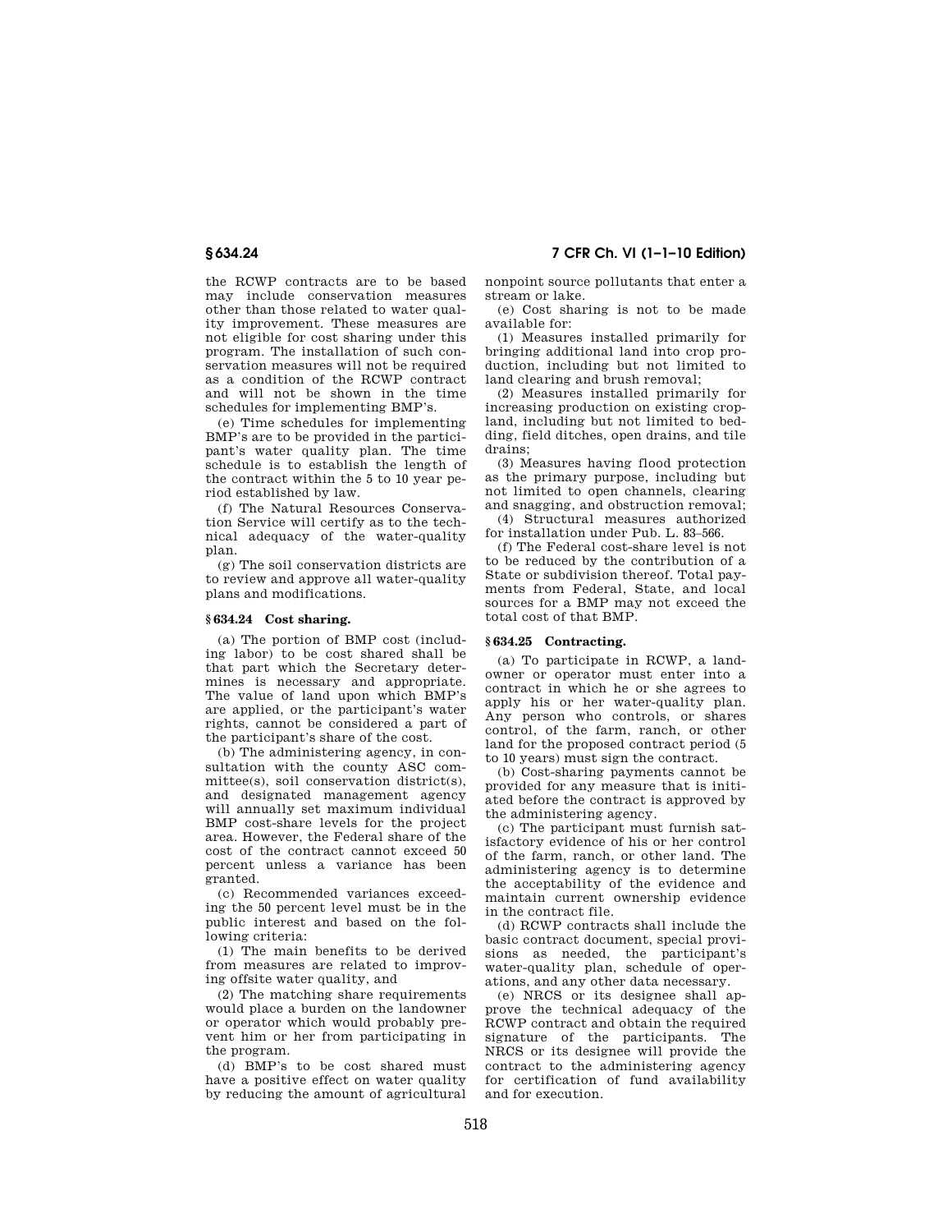the RCWP contracts are to be based may include conservation measures other than those related to water quality improvement. These measures are not eligible for cost sharing under this program. The installation of such conservation measures will not be required as a condition of the RCWP contract and will not be shown in the time schedules for implementing BMP's.

(e) Time schedules for implementing BMP's are to be provided in the participant's water quality plan. The time schedule is to establish the length of the contract within the 5 to 10 year period established by law.

(f) The Natural Resources Conservation Service will certify as to the technical adequacy of the water-quality plan.

(g) The soil conservation districts are to review and approve all water-quality plans and modifications.

## § 634.24 Cost sharing.

(a) The portion of BMP cost (including labor) to be cost shared shall be that part which the Secretary determines is necessary and appropriate. The value of land upon which BMP's are applied, or the participant's water rights, cannot be considered a part of the participant's share of the cost.

(b) The administering agency, in consultation with the county ASC committee(s), soil conservation district(s), and designated management agency will annually set maximum individual BMP cost-share levels for the project area. However, the Federal share of the cost of the contract cannot exceed 50 percent unless a variance has been granted.

(c) Recommended variances exceeding the 50 percent level must be in the public interest and based on the following criteria:

(1) The main benefits to be derived from measures are related to improving offsite water quality, and

(2) The matching share requirements would place a burden on the landowner or operator which would probably prevent him or her from participating in the program.

(d) BMP's to be cost shared must have a positive effect on water quality by reducing the amount of agricultural nonpoint source pollutants that enter a stream or lake.

(e) Cost sharing is not to be made available for:

(1) Measures installed primarily for bringing additional land into crop production, including but not limited to land clearing and brush removal;

(2) Measures installed primarily for increasing production on existing cropland, including but not limited to bedding, field ditches, open drains, and tile drains;

(3) Measures having flood protection as the primary purpose, including but not limited to open channels, clearing and snagging, and obstruction removal;

(4) Structural measures authorized for installation under Pub. L. 83–566.

(f) The Federal cost-share level is not to be reduced by the contribution of a State or subdivision thereof. Total payments from Federal, State, and local sources for a BMP may not exceed the total cost of that BMP.

## § 634.25 Contracting.

(a) To participate in RCWP, a landowner or operator must enter into a contract in which he or she agrees to apply his or her water-quality plan. Any person who controls, or shares control, of the farm, ranch, or other land for the proposed contract period (5 to 10 years) must sign the contract.

(b) Cost-sharing payments cannot be provided for any measure that is initiated before the contract is approved by the administering agency.

(c) The participant must furnish satisfactory evidence of his or her control of the farm, ranch, or other land. The administering agency is to determine the acceptability of the evidence and maintain current ownership evidence in the contract file.

(d) RCWP contracts shall include the basic contract document, special provisions as needed, the participant's water-quality plan, schedule of operations, and any other data necessary.

(e) NRCS or its designee shall approve the technical adequacy of the RCWP contract and obtain the required signature of the participants. The NRCS or its designee will provide the contract to the administering agency for certification of fund availability and for execution.